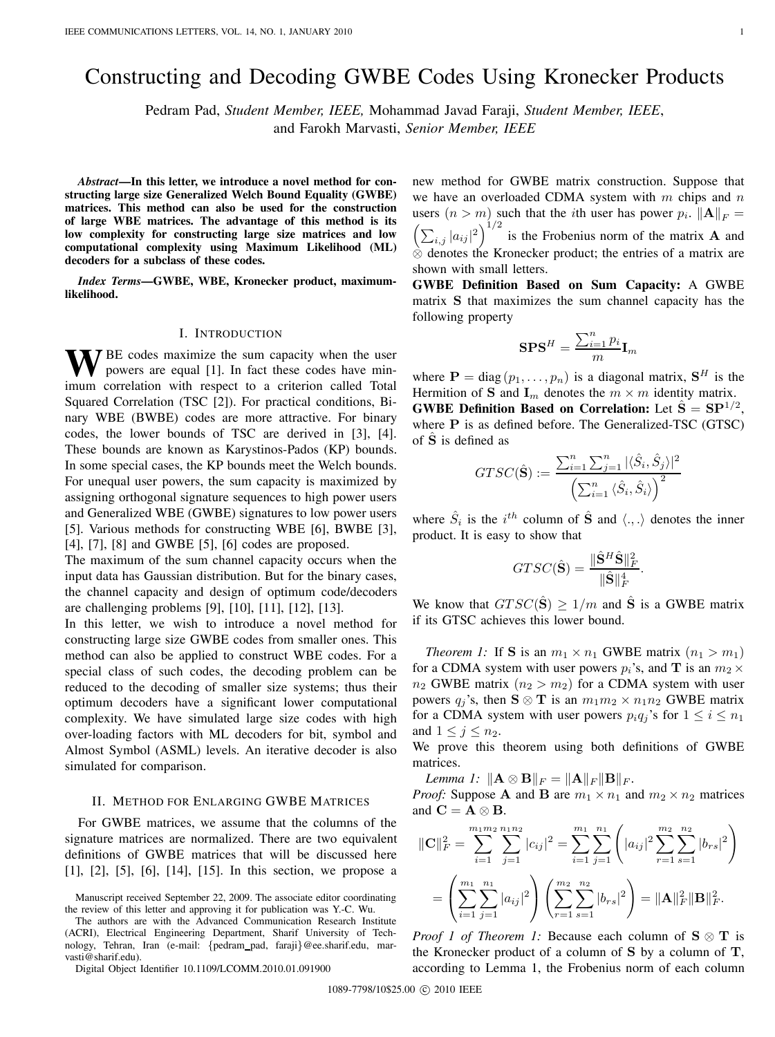# Constructing and Decoding GWBE Codes Using Kronecker Products

Pedram Pad, *Student Member, IEEE,* Mohammad Javad Faraji, *Student Member, IEEE*, and Farokh Marvasti, *Senior Member, IEEE*

***Abstract*—In this letter, we introduce a novel method for constructing large size Generalized Welch Bound Equality (GWBE) matrices. This method can also be used for the construction of large WBE matrices. The advantage of this method is its low complexity for constructing large size matrices and low computational complexity using Maximum Likelihood (ML) decoders for a subclass of these codes.**

***Index Terms*—GWBE, WBE, Kronecker product, maximum-likelihood.**

## I. Introduction

WBE codes maximize the sum capacity when the user powers are equal [1]. In fact these codes have minimum correlation with respect to a criterion called Total Squared Correlation (TSC [2]). For practical conditions, Binary WBE (BWBE) codes are more attractive. For binary codes, the lower bounds of TSC are derived in [3], [4]. These bounds are known as Karystinos-Pados (KP) bounds. In some special cases, the KP bounds meet the Welch bounds. For unequal user powers, the sum capacity is maximized by assigning orthogonal signature sequences to high power users and Generalized WBE (GWBE) signatures to low power users [5]. Various methods for constructing WBE [6], BWBE [3], [4], [7], [8] and GWBE [5], [6] codes are proposed.

The maximum of the sum channel capacity occurs when the input data has Gaussian distribution. But for the binary cases, the channel capacity and design of optimum code/decoders are challenging problems [9], [10], [11], [12], [13].

In this letter, we wish to introduce a novel method for constructing large size GWBE codes from smaller ones. This method can also be applied to construct WBE codes. For a special class of such codes, the decoding problem can be reduced to the decoding of smaller size systems; thus their optimum decoders have a significant lower computational complexity. We have simulated large size codes with high over-loading factors with ML decoders for bit, symbol and Almost Symbol (ASML) levels. An iterative decoder is also simulated for comparison.

## II. Method for Enlarging GWBE Matrices

For GWBE matrices, we assume that the columns of the signature matrices are normalized. There are two equivalent definitions of GWBE matrices that will be discussed here [1], [2], [5], [6], [14], [15]. In this section, we propose a new method for GWBE matrix construction. Suppose that we have an overloaded CDMA system with $m$ chips and $n$ users ($n > m$) such that the $i$th user has power $p_i$. $\|\mathbf{A}\|_F = \left(\sum_{i,j} |a_{ij}|^2\right)^{1/2}$ is the Frobenius norm of the matrix $\mathbf{A}$ and $\otimes$ denotes the Kronecker product; the entries of a matrix are shown with small letters.

**GWBE Definition Based on Sum Capacity:** A GWBE matrix $\mathbf{S}$ that maximizes the sum channel capacity has the following property

$$\mathbf{SPS}^H = \frac{\sum_{i=1}^n p_i}{m}\mathbf{I}_m$$

where $\mathbf{P} = \operatorname{diag}(p_1, \ldots, p_n)$ is a diagonal matrix, $\mathbf{S}^H$ is the Hermition of $\mathbf{S}$ and $\mathbf{I}_m$ denotes the $m \times m$ identity matrix.

**GWBE Definition Based on Correlation:** Let $\hat{\mathbf{S}} = \mathbf{SP}^{1/2}$, where $\mathbf{P}$ is as defined before. The Generalized-TSC (GTSC) of $\hat{\mathbf{S}}$ is defined as

$$GTSC(\hat{\mathbf{S}}) := \frac{\sum_{i=1}^n \sum_{j=1}^n |\langle \hat{S}_i, \hat{S}_j \rangle|^2}{\left(\sum_{i=1}^n \langle \hat{S}_i, \hat{S}_i \rangle\right)^2}$$

where $\hat{S}_i$ is the $i^{th}$ column of $\hat{\mathbf{S}}$ and $\langle .,. \rangle$ denotes the inner product. It is easy to show that

$$GTSC(\hat{\mathbf{S}}) = \frac{\|\hat{\mathbf{S}}^H \hat{\mathbf{S}}\|_F^2}{\|\hat{\mathbf{S}}\|_F^4}.$$

We know that $GTSC(\hat{\mathbf{S}}) \geq 1/m$ and $\hat{\mathbf{S}}$ is a GWBE matrix if its GTSC achieves this lower bound.

*Theorem 1:* If $\mathbf{S}$ is an $m_1 \times n_1$ GWBE matrix ($n_1 > m_1$) for a CDMA system with user powers $p_i$'s, and $\mathbf{T}$ is an $m_2 \times n_2$ GWBE matrix ($n_2 > m_2$) for a CDMA system with user powers $q_j$'s, then $\mathbf{S} \otimes \mathbf{T}$ is an $m_1 m_2 \times n_1 n_2$ GWBE matrix for a CDMA system with user powers $p_i q_j$'s for $1 \leq i \leq n_1$ and $1 \leq j \leq n_2$.

We prove this theorem using both definitions of GWBE matrices.

*Lemma 1:* $\|\mathbf{A} \otimes \mathbf{B}\|_F = \|\mathbf{A}\|_F \|\mathbf{B}\|_F$.

*Proof:* Suppose $\mathbf{A}$ and $\mathbf{B}$ are $m_1 \times n_1$ and $m_2 \times n_2$ matrices and $\mathbf{C} = \mathbf{A} \otimes \mathbf{B}$.

$$\|\mathbf{C}\|_F^2 = \sum_{i=1}^{m_1 m_2} \sum_{j=1}^{n_1 n_2} |c_{ij}|^2 = \sum_{i=1}^{m_1} \sum_{j=1}^{n_1} \left( |a_{ij}|^2 \sum_{r=1}^{m_2} \sum_{s=1}^{n_2} |b_{rs}|^2 \right)$$

$$= \left( \sum_{i=1}^{m_1} \sum_{j=1}^{n_1} |a_{ij}|^2 \right) \left( \sum_{r=1}^{m_2} \sum_{s=1}^{n_2} |b_{rs}|^2 \right) = \|\mathbf{A}\|_F^2 \|\mathbf{B}\|_F^2.$$

*Proof 1 of Theorem 1:* Because each column of $\mathbf{S} \otimes \mathbf{T}$ is the Kronecker product of a column of $\mathbf{S}$ by a column of $\mathbf{T}$, according to Lemma 1, the Frobenius norm of each column

Manuscript received September 22, 2009. The associate editor coordinating the review of this letter and approving it for publication was Y.-C. Wu.

The authors are with the Advanced Communication Research Institute (ACRI), Electrical Engineering Department, Sharif University of Technology, Tehran, Iran (e-mail: {pedram_pad, faraji}@ee.sharif.edu, marvasti@sharif.edu).

Digital Object Identifier 10.1109/LCOMM.2010.01.091900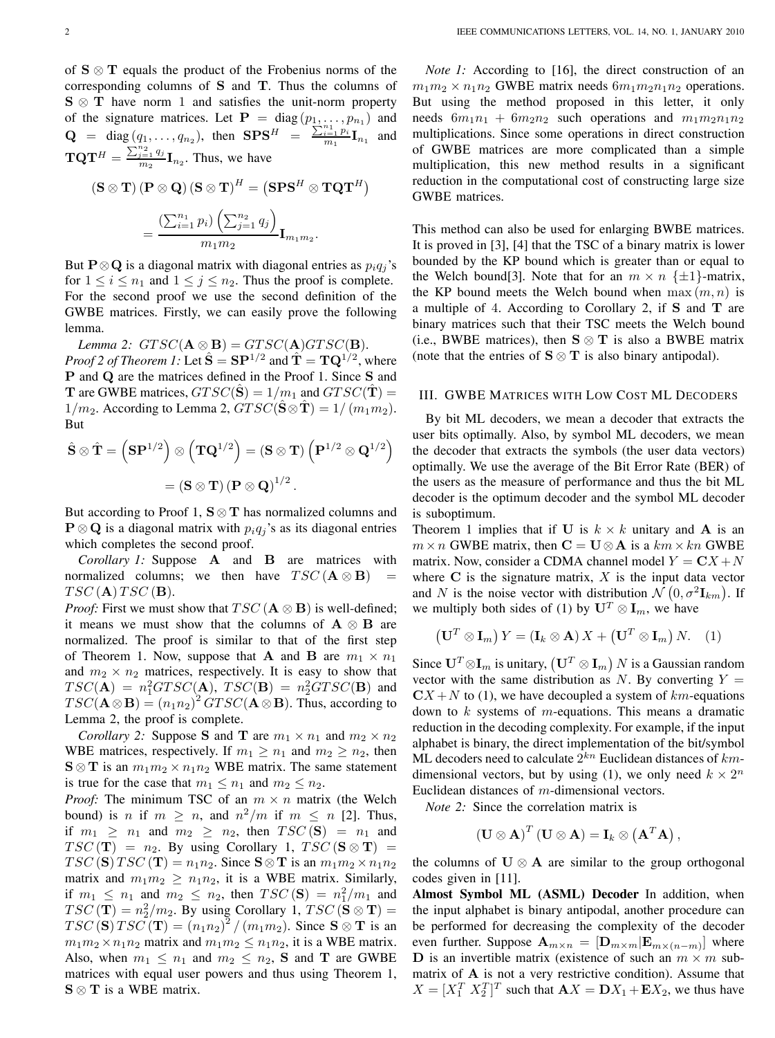of $\mathbf{S} \otimes \mathbf{T}$ equals the product of the Frobenius norms of the corresponding columns of $\mathbf{S}$ and $\mathbf{T}$. Thus the columns of $\mathbf{S} \otimes \mathbf{T}$ have norm 1 and satisfies the unit-norm property of the signature matrices. Let $\mathbf{P} = \operatorname{diag}(p_1, \ldots, p_{n_1})$ and $\mathbf{Q} = \operatorname{diag}(q_1, \ldots, q_{n_2})$, then $\mathbf{SPS}^H = \frac{\sum_{i=1}^{n_1} p_i}{m_1}\mathbf{I}_{n_1}$ and $\mathbf{TQT}^H = \frac{\sum_{j=1}^{n_2} q_j}{m_2}\mathbf{I}_{n_2}$. Thus, we have

$$(\mathbf{S} \otimes \mathbf{T})(\mathbf{P} \otimes \mathbf{Q})(\mathbf{S} \otimes \mathbf{T})^H = \left(\mathbf{SPS}^H \otimes \mathbf{TQT}^H\right)$$

$$= \frac{\left(\sum_{i=1}^{n_1} p_i\right)\left(\sum_{j=1}^{n_2} q_j\right)}{m_1 m_2}\mathbf{I}_{m_1 m_2}.$$

But $\mathbf{P} \otimes \mathbf{Q}$ is a diagonal matrix with diagonal entries as $p_i q_j$'s for $1 \le i \le n_1$ and $1 \le j \le n_2$. Thus the proof is complete. For the second proof we use the second definition of the GWBE matrices. Firstly, we can easily prove the following lemma.

*Lemma 2:* $GTSC(\mathbf{A} \otimes \mathbf{B}) = GTSC(\mathbf{A})GTSC(\mathbf{B})$.

*Proof 2 of Theorem 1:* Let $\hat{\mathbf{S}} = \mathbf{SP}^{1/2}$ and $\hat{\mathbf{T}} = \mathbf{TQ}^{1/2}$, where $\mathbf{P}$ and $\mathbf{Q}$ are the matrices defined in the Proof 1. Since $\mathbf{S}$ and $\mathbf{T}$ are GWBE matrices, $GTSC(\hat{\mathbf{S}}) = 1/m_1$ and $GTSC(\hat{\mathbf{T}}) = 1/m_2$. According to Lemma 2, $GTSC(\hat{\mathbf{S}} \otimes \hat{\mathbf{T}}) = 1/(m_1 m_2)$. But

$$\hat{\mathbf{S}} \otimes \hat{\mathbf{T}} = \left(\mathbf{SP}^{1/2}\right) \otimes \left(\mathbf{TQ}^{1/2}\right) = (\mathbf{S} \otimes \mathbf{T})\left(\mathbf{P}^{1/2} \otimes \mathbf{Q}^{1/2}\right)$$

$$= (\mathbf{S} \otimes \mathbf{T})(\mathbf{P} \otimes \mathbf{Q})^{1/2}.$$

But according to Proof 1, $\mathbf{S} \otimes \mathbf{T}$ has normalized columns and $\mathbf{P} \otimes \mathbf{Q}$ is a diagonal matrix with $p_i q_j$'s as its diagonal entries which completes the second proof.

*Corollary 1:* Suppose $\mathbf{A}$ and $\mathbf{B}$ are matrices with normalized columns; we then have $TSC(\mathbf{A} \otimes \mathbf{B}) = TSC(\mathbf{A})TSC(\mathbf{B})$.

*Proof:* First we must show that $TSC(\mathbf{A} \otimes \mathbf{B})$ is well-defined; it means we must show that the columns of $\mathbf{A} \otimes \mathbf{B}$ are normalized. The proof is similar to that of the first step of Theorem 1. Now, suppose that $\mathbf{A}$ and $\mathbf{B}$ are $m_1 \times n_1$ and $m_2 \times n_2$ matrices, respectively. It is easy to show that $TSC(\mathbf{A}) = n_1^2 GTSC(\mathbf{A})$, $TSC(\mathbf{B}) = n_2^2 GTSC(\mathbf{B})$ and $TSC(\mathbf{A} \otimes \mathbf{B}) = (n_1 n_2)^2 GTSC(\mathbf{A} \otimes \mathbf{B})$. Thus, according to Lemma 2, the proof is complete.

*Corollary 2:* Suppose $\mathbf{S}$ and $\mathbf{T}$ are $m_1 \times n_1$ and $m_2 \times n_2$ WBE matrices, respectively. If $m_1 \ge n_1$ and $m_2 \ge n_2$, then $\mathbf{S} \otimes \mathbf{T}$ is an $m_1 m_2 \times n_1 n_2$ WBE matrix. The same statement is true for the case that $m_1 \le n_1$ and $m_2 \le n_2$.

*Proof:* The minimum TSC of an $m \times n$ matrix (the Welch bound) is $n$ if $m \ge n$, and $n^2/m$ if $m \le n$ [2]. Thus, if $m_1 \ge n_1$ and $m_2 \ge n_2$, then $TSC(\mathbf{S}) = n_1$ and $TSC(\mathbf{T}) = n_2$. By using Corollary 1, $TSC(\mathbf{S} \otimes \mathbf{T}) = TSC(\mathbf{S})TSC(\mathbf{T}) = n_1 n_2$. Since $\mathbf{S} \otimes \mathbf{T}$ is an $m_1 m_2 \times n_1 n_2$ matrix and $m_1 m_2 \ge n_1 n_2$, it is a WBE matrix. Similarly, if $m_1 \le n_1$ and $m_2 \le n_2$, then $TSC(\mathbf{S}) = n_1^2/m_1$ and $TSC(\mathbf{T}) = n_2^2/m_2$. By using Corollary 1, $TSC(\mathbf{S} \otimes \mathbf{T}) = TSC(\mathbf{S})TSC(\mathbf{T}) = (n_1 n_2)^2/(m_1 m_2)$. Since $\mathbf{S} \otimes \mathbf{T}$ is an $m_1 m_2 \times n_1 n_2$ matrix and $m_1 m_2 \le n_1 n_2$, it is a WBE matrix. Also, when $m_1 \le n_1$ and $m_2 \le n_2$, $\mathbf{S}$ and $\mathbf{T}$ are GWBE matrices with equal user powers and thus using Theorem 1, $\mathbf{S} \otimes \mathbf{T}$ is a WBE matrix.

*Note 1:* According to [16], the direct construction of an $m_1 m_2 \times n_1 n_2$ GWBE matrix needs $6 m_1 m_2 n_1 n_2$ operations. But using the method proposed in this letter, it only needs $6 m_1 n_1 + 6 m_2 n_2$ such operations and $m_1 m_2 n_1 n_2$ multiplications. Since some operations in direct construction of GWBE matrices are more complicated than a simple multiplication, this new method results in a significant reduction in the computational cost of constructing large size GWBE matrices.

This method can also be used for enlarging BWBE matrices. It is proved in [3], [4] that the TSC of a binary matrix is lower bounded by the KP bound which is greater than or equal to the Welch bound[3]. Note that for an $m \times n$ $\{\pm 1\}$-matrix, the KP bound meets the Welch bound when $\max(m, n)$ is a multiple of 4. According to Corollary 2, if $\mathbf{S}$ and $\mathbf{T}$ are binary matrices such that their TSC meets the Welch bound (i.e., BWBE matrices), then $\mathbf{S} \otimes \mathbf{T}$ is also a BWBE matrix (note that the entries of $\mathbf{S} \otimes \mathbf{T}$ is also binary antipodal).

## III. GWBE Matrices with Low Cost ML Decoders

By bit ML decoders, we mean a decoder that extracts the user bits optimally. Also, by symbol ML decoders, we mean the decoder that extracts the symbols (the user data vectors) optimally. We use the average of the Bit Error Rate (BER) of the users as the measure of performance and thus the bit ML decoder is the optimum decoder and the symbol ML decoder is suboptimum.

Theorem 1 implies that if $\mathbf{U}$ is $k \times k$ unitary and $\mathbf{A}$ is an $m \times n$ GWBE matrix, then $\mathbf{C} = \mathbf{U} \otimes \mathbf{A}$ is a $km \times kn$ GWBE matrix. Now, consider a CDMA channel model $Y = \mathbf{C}X + N$ where $\mathbf{C}$ is the signature matrix, $X$ is the input data vector and $N$ is the noise vector with distribution $\mathcal{N}\left(0, \sigma^2 \mathbf{I}_{km}\right)$. If we multiply both sides of (1) by $\mathbf{U}^T \otimes \mathbf{I}_m$, we have

$$\left(\mathbf{U}^T \otimes \mathbf{I}_m\right) Y = \left(\mathbf{I}_k \otimes \mathbf{A}\right) X + \left(\mathbf{U}^T \otimes \mathbf{I}_m\right) N. \quad (1)$$

Since $\mathbf{U}^T \otimes \mathbf{I}_m$ is unitary, $\left(\mathbf{U}^T \otimes \mathbf{I}_m\right) N$ is a Gaussian random vector with the same distribution as $N$. By converting $Y = \mathbf{C}X + N$ to (1), we have decoupled a system of $km$-equations down to $k$ systems of $m$-equations. This means a dramatic reduction in the decoding complexity. For example, if the input alphabet is binary, the direct implementation of the bit/symbol ML decoders need to calculate $2^{kn}$ Euclidean distances of $km$-dimensional vectors, but by using (1), we only need $k \times 2^n$ Euclidean distances of $m$-dimensional vectors.

*Note 2:* Since the correlation matrix is

$$(\mathbf{U} \otimes \mathbf{A})^T (\mathbf{U} \otimes \mathbf{A}) = \mathbf{I}_k \otimes \left(\mathbf{A}^T \mathbf{A}\right),$$

the columns of $\mathbf{U} \otimes \mathbf{A}$ are similar to the group orthogonal codes given in [11].

**Almost Symbol ML (ASML) Decoder** In addition, when the input alphabet is binary antipodal, another procedure can be performed for decreasing the complexity of the decoder even further. Suppose $\mathbf{A}_{m \times n} = [\mathbf{D}_{m \times m} | \mathbf{E}_{m \times (n-m)}]$ where $\mathbf{D}$ is an invertible matrix (existence of such an $m \times m$ sub-matrix of $\mathbf{A}$ is not a very restrictive condition). Assume that $X = [X_1^T \; X_2^T]^T$ such that $\mathbf{A}X = \mathbf{D}X_1 + \mathbf{E}X_2$, we thus have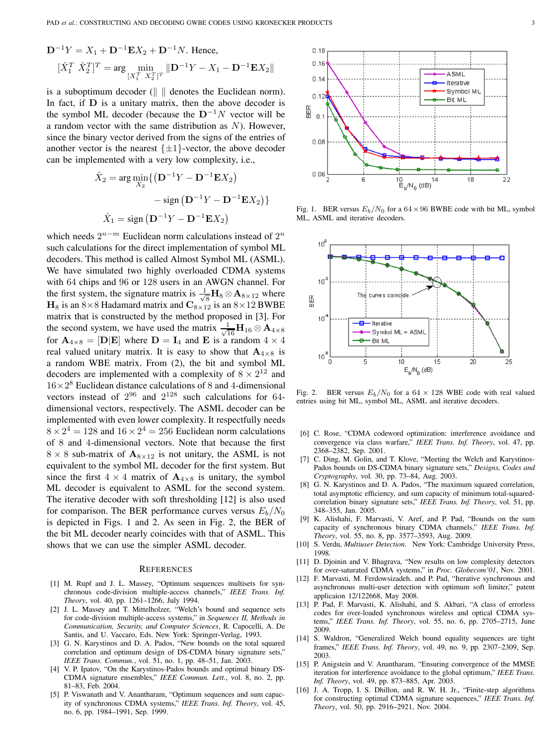$\mathbf{D}^{-1}Y = X_1 + \mathbf{D}^{-1}\mathbf{E}X_2 + \mathbf{D}^{-1}N$. Hence,

$$[\hat{X}_1^T \ \hat{X}_2^T]^T = \arg \min_{[X_1^T \ X_2^T]^T} \|\mathbf{D}^{-1}Y - X_1 - \mathbf{D}^{-1}\mathbf{E}X_2\|$$

is a suboptimum decoder ($\|\ \|$ denotes the Euclidean norm). In fact, if $\mathbf{D}$ is a unitary matrix, then the above decoder is the symbol ML decoder (because the $\mathbf{D}^{-1}N$ vector will be a random vector with the same distribution as $N$). However, since the binary vector derived from the signs of the entries of another vector is the nearest $\{\pm 1\}$-vector, the above decoder can be implemented with a very low complexity, i.e.,

$$\hat{X}_2 = \arg \min_{X_2} \{ \left(\mathbf{D}^{-1}Y - \mathbf{D}^{-1}\mathbf{E}X_2\right) - \text{sign}\left(\mathbf{D}^{-1}Y - \mathbf{D}^{-1}\mathbf{E}X_2\right) \}$$

$$\hat{X}_1 = \text{sign}\left(\mathbf{D}^{-1}Y - \mathbf{D}^{-1}\mathbf{E}X_2\right)$$

which needs $2^{n-m}$ Euclidean norm calculations instead of $2^n$ such calculations for the direct implementation of symbol ML decoders. This method is called Almost Symbol ML (ASML). We have simulated two highly overloaded CDMA systems with 64 chips and 96 or 128 users in an AWGN channel. For the first system, the signature matrix is $\frac{1}{\sqrt{8}}\mathbf{H}_8 \otimes \mathbf{A}_{8\times 12}$ where $\mathbf{H}_8$ is an $8 \times 8$ Hadamard matrix and $\mathbf{C}_{8\times 12}$ is an $8 \times 12$ BWBE matrix that is constructed by the method proposed in [3]. For the second system, we have used the matrix $\frac{1}{\sqrt{16}}\mathbf{H}_{16} \otimes \mathbf{A}_{4\times 8}$ for $\mathbf{A}_{4\times 8} = [\mathbf{D}|\mathbf{E}]$ where $\mathbf{D} = \mathbf{I}_4$ and $\mathbf{E}$ is a random $4 \times 4$ real valued unitary matrix. It is easy to show that $\mathbf{A}_{4\times 8}$ is a random WBE matrix. From (2), the bit and symbol ML decoders are implemented with a complexity of $8 \times 2^{12}$ and $16 \times 2^8$ Euclidean distance calculations of 8 and 4-dimensional vectors instead of $2^{96}$ and $2^{128}$ such calculations for 64-dimensional vectors, respectively. The ASML decoder can be implemented with even lower complexity. It respectfully needs $8 \times 2^4 = 128$ and $16 \times 2^4 = 256$ Euclidean norm calculations of 8 and 4-dimensional vectors. Note that because the first $8 \times 8$ sub-matrix of $\mathbf{A}_{8\times 12}$ is not unitary, the ASML is not equivalent to the symbol ML decoder for the first system. But since the first $4 \times 4$ matrix of $\mathbf{A}_{4\times 8}$ is unitary, the symbol ML decoder is equivalent to ASML for the second system. The iterative decoder with soft thresholding [12] is also used for comparison. The BER performance curves versus $E_b/N_0$ is depicted in Figs. 1 and 2. As seen in Fig. 2, the BER of the bit ML decoder nearly coincides with that of ASML. This shows that we can use the simpler ASML decoder.

0.18
0.16
0.14
0.12
0.1
0.08
0.06
BER
2 6 10 14 18 22
$E_b/N_0$ (dB)
ASML
Iterative
Symbol ML
Bit ML

Fig. 1. BER versus $E_b/N_0$ for a $64 \times 96$ BWBE code with bit ML, symbol ML, ASML and iterative decoders.

$10^0$
$10^{-2}$
$10^{-4}$
$10^{-6}$
BER
0 5 10 15 20 25
$E_b/N_0$ (dB)
The curves coincide.
Iterative
Symbol ML = ASML
Bit ML

Fig. 2. BER versus $E_b/N_0$ for a $64 \times 128$ WBE code with real valued entries using bit ML, symbol ML, ASML and iterative decoders.

## References

[1] M. Rupf and J. L. Massey, "Optimum sequences multisets for synchronous code-division multiple-access channels," *IEEE Trans. Inf. Theory*, vol. 40, pp. 1261–1266, July 1994.

[2] J. L. Massey and T. Mittelholzer, "Welch's bound and sequence sets for code-division multiple-access systems," in *Sequences II, Methods in Communication, Security, and Computer Sciences*, R. Capocelli, A. De Santis, and U. Vaccaro, Eds. New York: Springer-Verlag, 1993.

[3] G. N. Karystinos and D. A. Pados, "New bounds on the total squared correlation and optimum design of DS-CDMA binary signature sets," *IEEE Trans. Commun.*, vol. 51, no. 1, pp. 48–51, Jan. 2003.

[4] V. P. Ipatov, "On the Karystinos-Pados bounds and optimal binary DS-CDMA signature ensembles," *IEEE Commun. Lett.*, vol. 8, no. 2, pp. 81–83, Feb. 2004.

[5] P. Viswanath and V. Anantharam, "Optimum sequences and sum capacity of synchronous CDMA systems," *IEEE Trans. Inf. Theory*, vol. 45, no. 6, pp. 1984–1991, Sep. 1999.

[6] C. Rose, "CDMA codeword optimization: interference avoidance and convergence via class warfare," *IEEE Trans. Inf. Theory*, vol. 47, pp. 2368–2382, Sep. 2001.

[7] C. Ding, M. Golin, and T. Klove, "Meeting the Welch and Karystinos-Pados bounds on DS-CDMA binary signature sets," *Designs, Codes and Cryptography*, vol. 30, pp. 73–84, Aug. 2003.

[8] G. N. Karystinos and D. A. Pados, "The maximum squared correlation, total asymptotic efficiency, and sum capacity of minimum total-squared-correlation binary signature sets," *IEEE Trans. Inf. Theory*, vol. 51, pp. 348–355, Jan. 2005.

[9] K. Alishahi, F. Marvasti, V. Aref, and P. Pad, "Bounds on the sum capacity of synchronous binary CDMA channels," *IEEE Trans. Inf. Theory*, vol. 55, no. 8, pp. 3577–3593, Aug. 2009.

[10] S. Verdu, *Multiuser Detection*. New York: Cambridge University Press, 1998.

[11] D. Djoinin and V. Bhagrava, "New results on low complexity detectors for over-saturated CDMA systems," in *Proc. Globecom'01*, Nov. 2001.

[12] F. Marvasti, M. Ferdowsizadeh, and P. Pad, "Iterative synchronous and asynchronous multi-user detection with optimum soft limiter," patent applicaion 12/122668, May 2008.

[13] P. Pad, F. Marvasti, K. Alishahi, and S. Akbari, "A class of errorless codes for over-loaded synchronous wireless and optical CDMA systems," *IEEE Trans. Inf. Theory*, vol. 55, no. 6, pp. 2705–2715, June 2009.

[14] S. Waldron, "Generalized Welch bound equality sequences are tight frames," *IEEE Trans. Inf. Theory*, vol. 49, no. 9, pp. 2307–2309, Sep. 2003.

[15] P. Anigstein and V. Anantharam, "Ensuring convergence of the MMSE iteration for interference avoidance to the global optimum," *IEEE Trans. Inf. Theory*, vol. 49, pp. 873–885, Apr. 2003.

[16] J. A. Tropp, I. S. Dhillon, and R. W. H. Jr., "Finite-step algorithms for constructing optimal CDMA signature sequences," *IEEE Trans. Inf. Theory*, vol. 50, pp. 2916–2921, Nov. 2004.